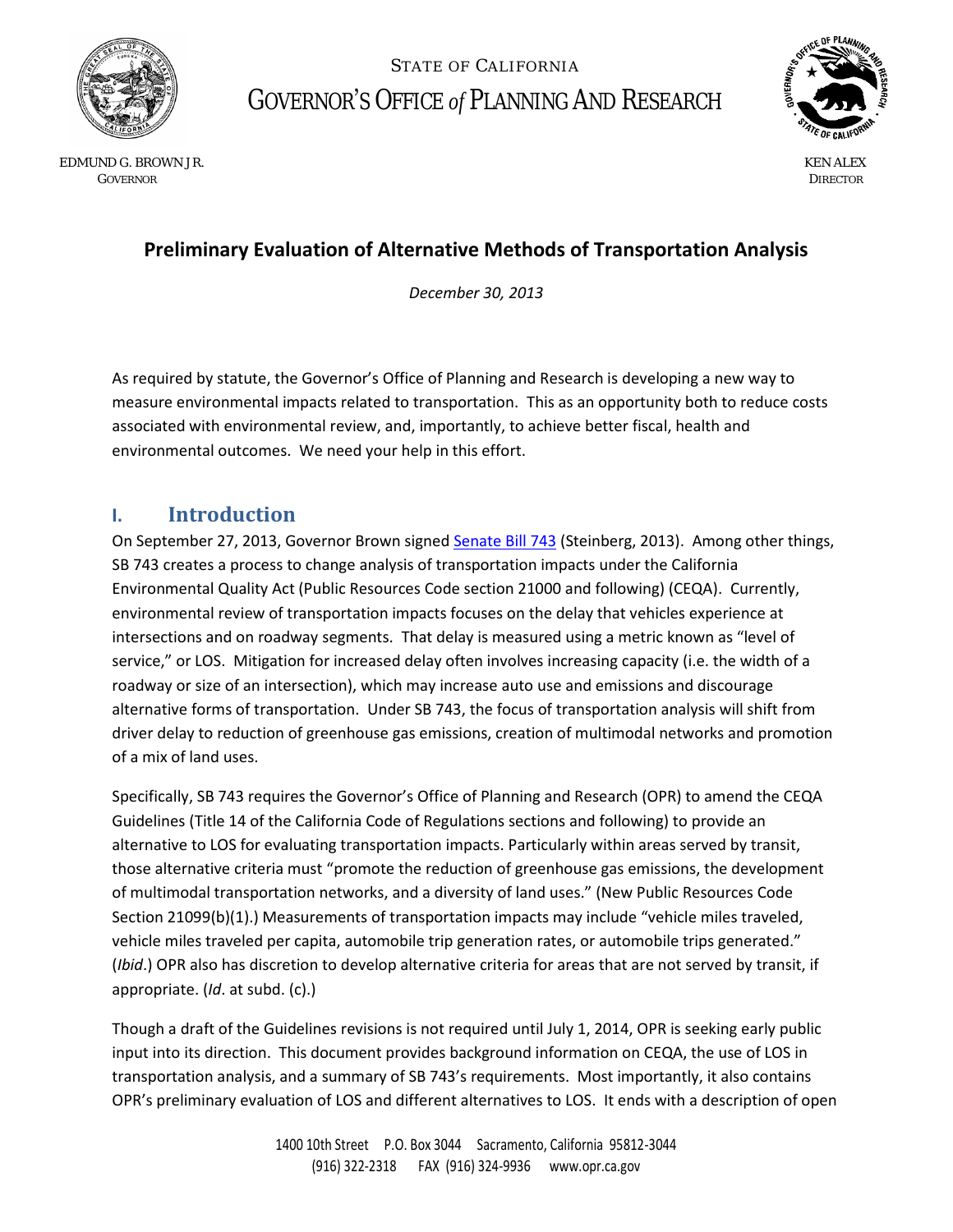STATE OF CALIFORNIA

GOVERNOR'S OFFICE *of* PLANNING AND RESEARCH

EDMUND G. BROWN JR.
GOVERNOR

KEN ALEX
DIRECTOR

# Preliminary Evaluation of Alternative Methods of Transportation Analysis

*December 30, 2013*

As required by statute, the Governor's Office of Planning and Research is developing a new way to measure environmental impacts related to transportation. This as an opportunity both to reduce costs associated with environmental review, and, importantly, to achieve better fiscal, health and environmental outcomes. We need your help in this effort.

## I. Introduction

On September 27, 2013, Governor Brown signed Senate Bill 743 (Steinberg, 2013). Among other things, SB 743 creates a process to change analysis of transportation impacts under the California Environmental Quality Act (Public Resources Code section 21000 and following) (CEQA). Currently, environmental review of transportation impacts focuses on the delay that vehicles experience at intersections and on roadway segments. That delay is measured using a metric known as "level of service," or LOS. Mitigation for increased delay often involves increasing capacity (i.e. the width of a roadway or size of an intersection), which may increase auto use and emissions and discourage alternative forms of transportation. Under SB 743, the focus of transportation analysis will shift from driver delay to reduction of greenhouse gas emissions, creation of multimodal networks and promotion of a mix of land uses.

Specifically, SB 743 requires the Governor's Office of Planning and Research (OPR) to amend the CEQA Guidelines (Title 14 of the California Code of Regulations sections and following) to provide an alternative to LOS for evaluating transportation impacts. Particularly within areas served by transit, those alternative criteria must "promote the reduction of greenhouse gas emissions, the development of multimodal transportation networks, and a diversity of land uses." (New Public Resources Code Section 21099(b)(1).) Measurements of transportation impacts may include "vehicle miles traveled, vehicle miles traveled per capita, automobile trip generation rates, or automobile trips generated." (*Ibid*.) OPR also has discretion to develop alternative criteria for areas that are not served by transit, if appropriate. (*Id*. at subd. (c).)

Though a draft of the Guidelines revisions is not required until July 1, 2014, OPR is seeking early public input into its direction. This document provides background information on CEQA, the use of LOS in transportation analysis, and a summary of SB 743's requirements. Most importantly, it also contains OPR's preliminary evaluation of LOS and different alternatives to LOS. It ends with a description of open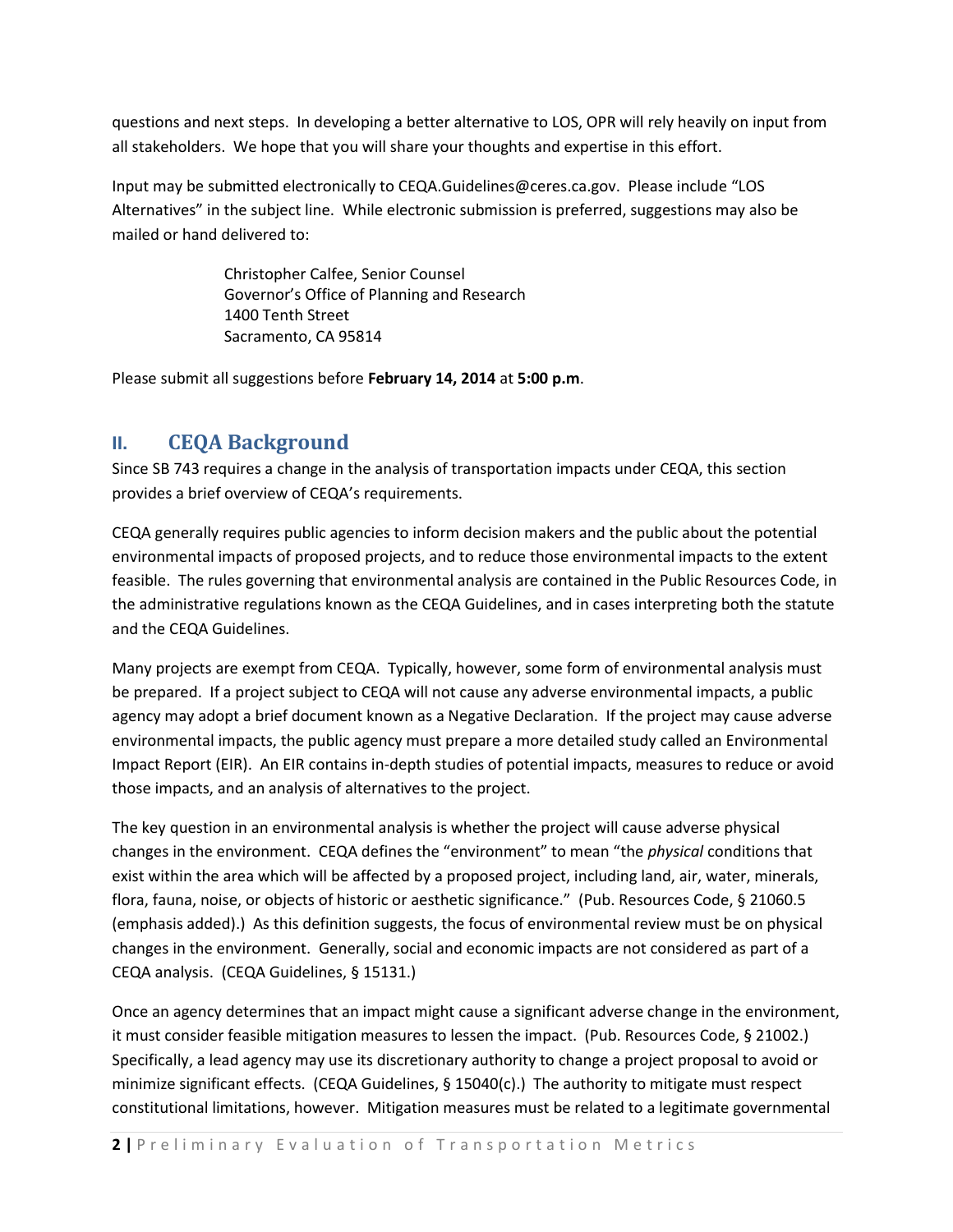questions and next steps. In developing a better alternative to LOS, OPR will rely heavily on input from all stakeholders. We hope that you will share your thoughts and expertise in this effort.

Input may be submitted electronically to CEQA.Guidelines@ceres.ca.gov. Please include "LOS Alternatives" in the subject line. While electronic submission is preferred, suggestions may also be mailed or hand delivered to:

> Christopher Calfee, Senior Counsel
> Governor's Office of Planning and Research
> 1400 Tenth Street
> Sacramento, CA 95814

Please submit all suggestions before **February 14, 2014** at **5:00 p.m**.

## II. CEQA Background

Since SB 743 requires a change in the analysis of transportation impacts under CEQA, this section provides a brief overview of CEQA's requirements.

CEQA generally requires public agencies to inform decision makers and the public about the potential environmental impacts of proposed projects, and to reduce those environmental impacts to the extent feasible. The rules governing that environmental analysis are contained in the Public Resources Code, in the administrative regulations known as the CEQA Guidelines, and in cases interpreting both the statute and the CEQA Guidelines.

Many projects are exempt from CEQA. Typically, however, some form of environmental analysis must be prepared. If a project subject to CEQA will not cause any adverse environmental impacts, a public agency may adopt a brief document known as a Negative Declaration. If the project may cause adverse environmental impacts, the public agency must prepare a more detailed study called an Environmental Impact Report (EIR). An EIR contains in-depth studies of potential impacts, measures to reduce or avoid those impacts, and an analysis of alternatives to the project.

The key question in an environmental analysis is whether the project will cause adverse physical changes in the environment. CEQA defines the "environment" to mean "the *physical* conditions that exist within the area which will be affected by a proposed project, including land, air, water, minerals, flora, fauna, noise, or objects of historic or aesthetic significance." (Pub. Resources Code, § 21060.5 (emphasis added).) As this definition suggests, the focus of environmental review must be on physical changes in the environment. Generally, social and economic impacts are not considered as part of a CEQA analysis. (CEQA Guidelines, § 15131.)

Once an agency determines that an impact might cause a significant adverse change in the environment, it must consider feasible mitigation measures to lessen the impact. (Pub. Resources Code, § 21002.) Specifically, a lead agency may use its discretionary authority to change a project proposal to avoid or minimize significant effects. (CEQA Guidelines, § 15040(c).) The authority to mitigate must respect constitutional limitations, however. Mitigation measures must be related to a legitimate governmental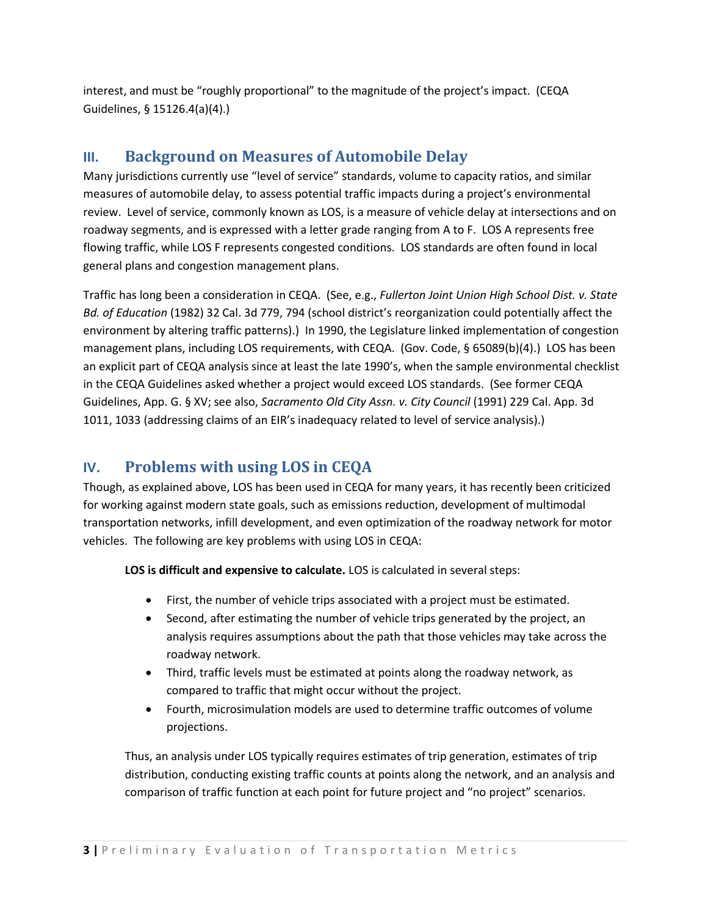interest, and must be "roughly proportional" to the magnitude of the project's impact. (CEQA Guidelines, § 15126.4(a)(4).)

## III. Background on Measures of Automobile Delay

Many jurisdictions currently use "level of service" standards, volume to capacity ratios, and similar measures of automobile delay, to assess potential traffic impacts during a project's environmental review. Level of service, commonly known as LOS, is a measure of vehicle delay at intersections and on roadway segments, and is expressed with a letter grade ranging from A to F. LOS A represents free flowing traffic, while LOS F represents congested conditions. LOS standards are often found in local general plans and congestion management plans.

Traffic has long been a consideration in CEQA. (See, e.g., *Fullerton Joint Union High School Dist. v. State Bd. of Education* (1982) 32 Cal. 3d 779, 794 (school district's reorganization could potentially affect the environment by altering traffic patterns).) In 1990, the Legislature linked implementation of congestion management plans, including LOS requirements, with CEQA. (Gov. Code, § 65089(b)(4).) LOS has been an explicit part of CEQA analysis since at least the late 1990's, when the sample environmental checklist in the CEQA Guidelines asked whether a project would exceed LOS standards. (See former CEQA Guidelines, App. G. § XV; see also, *Sacramento Old City Assn. v. City Council* (1991) 229 Cal. App. 3d 1011, 1033 (addressing claims of an EIR's inadequacy related to level of service analysis).)

## IV. Problems with using LOS in CEQA

Though, as explained above, LOS has been used in CEQA for many years, it has recently been criticized for working against modern state goals, such as emissions reduction, development of multimodal transportation networks, infill development, and even optimization of the roadway network for motor vehicles. The following are key problems with using LOS in CEQA:

**LOS is difficult and expensive to calculate.** LOS is calculated in several steps:

- First, the number of vehicle trips associated with a project must be estimated.
- Second, after estimating the number of vehicle trips generated by the project, an analysis requires assumptions about the path that those vehicles may take across the roadway network.
- Third, traffic levels must be estimated at points along the roadway network, as compared to traffic that might occur without the project.
- Fourth, microsimulation models are used to determine traffic outcomes of volume projections.

Thus, an analysis under LOS typically requires estimates of trip generation, estimates of trip distribution, conducting existing traffic counts at points along the network, and an analysis and comparison of traffic function at each point for future project and "no project" scenarios.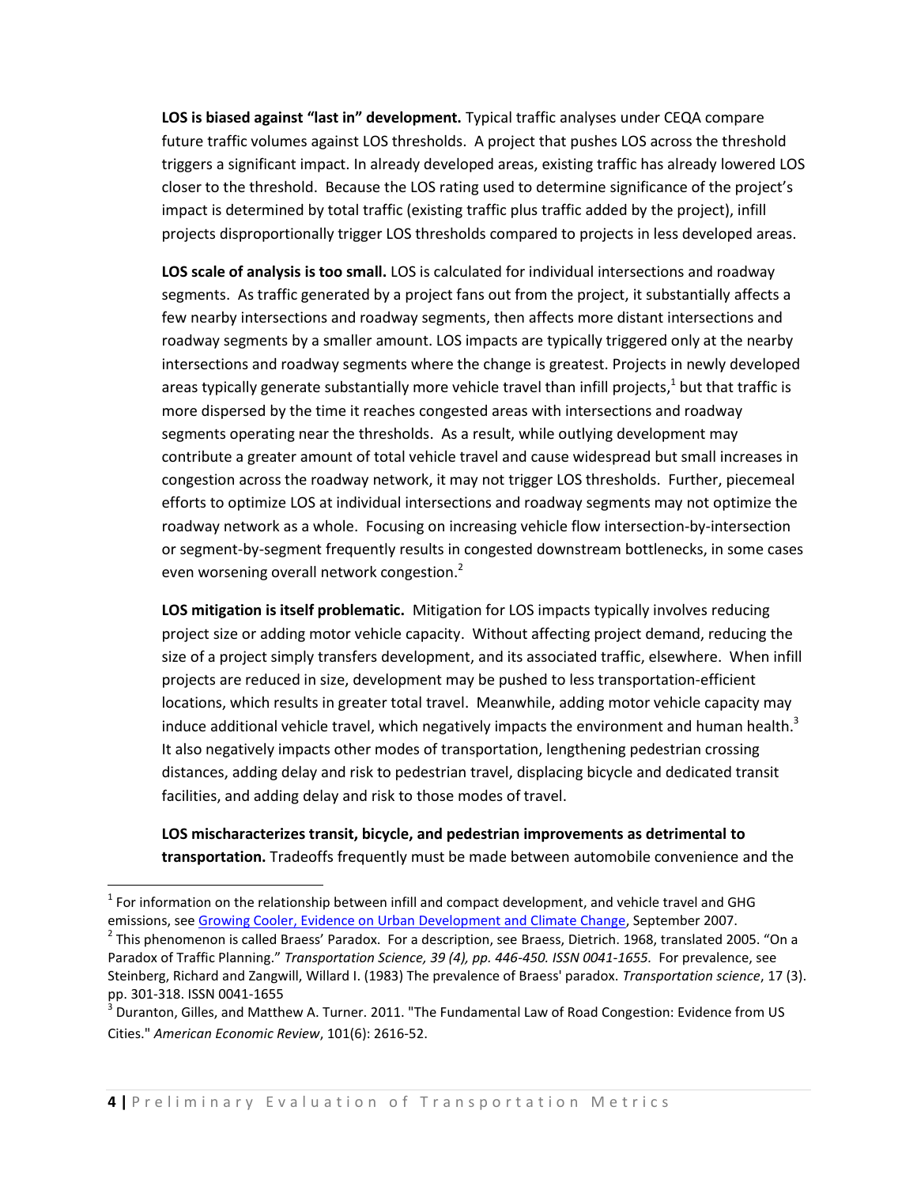**LOS is biased against "last in" development.** Typical traffic analyses under CEQA compare future traffic volumes against LOS thresholds. A project that pushes LOS across the threshold triggers a significant impact. In already developed areas, existing traffic has already lowered LOS closer to the threshold. Because the LOS rating used to determine significance of the project's impact is determined by total traffic (existing traffic plus traffic added by the project), infill projects disproportionally trigger LOS thresholds compared to projects in less developed areas.

**LOS scale of analysis is too small.** LOS is calculated for individual intersections and roadway segments. As traffic generated by a project fans out from the project, it substantially affects a few nearby intersections and roadway segments, then affects more distant intersections and roadway segments by a smaller amount. LOS impacts are typically triggered only at the nearby intersections and roadway segments where the change is greatest. Projects in newly developed areas typically generate substantially more vehicle travel than infill projects,[1] but that traffic is more dispersed by the time it reaches congested areas with intersections and roadway segments operating near the thresholds. As a result, while outlying development may contribute a greater amount of total vehicle travel and cause widespread but small increases in congestion across the roadway network, it may not trigger LOS thresholds. Further, piecemeal efforts to optimize LOS at individual intersections and roadway segments may not optimize the roadway network as a whole. Focusing on increasing vehicle flow intersection-by-intersection or segment-by-segment frequently results in congested downstream bottlenecks, in some cases even worsening overall network congestion.[2]

**LOS mitigation is itself problematic.** Mitigation for LOS impacts typically involves reducing project size or adding motor vehicle capacity. Without affecting project demand, reducing the size of a project simply transfers development, and its associated traffic, elsewhere. When infill projects are reduced in size, development may be pushed to less transportation-efficient locations, which results in greater total travel. Meanwhile, adding motor vehicle capacity may induce additional vehicle travel, which negatively impacts the environment and human health.[3] It also negatively impacts other modes of transportation, lengthening pedestrian crossing distances, adding delay and risk to pedestrian travel, displacing bicycle and dedicated transit facilities, and adding delay and risk to those modes of travel.

**LOS mischaracterizes transit, bicycle, and pedestrian improvements as detrimental to transportation.** Tradeoffs frequently must be made between automobile convenience and the

---

[1] For information on the relationship between infill and compact development, and vehicle travel and GHG emissions, see Growing Cooler, Evidence on Urban Development and Climate Change, September 2007.

[2] This phenomenon is called Braess' Paradox. For a description, see Braess, Dietrich. 1968, translated 2005. "On a Paradox of Traffic Planning." *Transportation Science, 39 (4), pp. 446-450. ISSN 0041-1655.* For prevalence, see Steinberg, Richard and Zangwill, Willard I. (1983) The prevalence of Braess' paradox. *Transportation science*, 17 (3). pp. 301-318. ISSN 0041-1655

[3] Duranton, Gilles, and Matthew A. Turner. 2011. "The Fundamental Law of Road Congestion: Evidence from US Cities." *American Economic Review*, 101(6): 2616-52.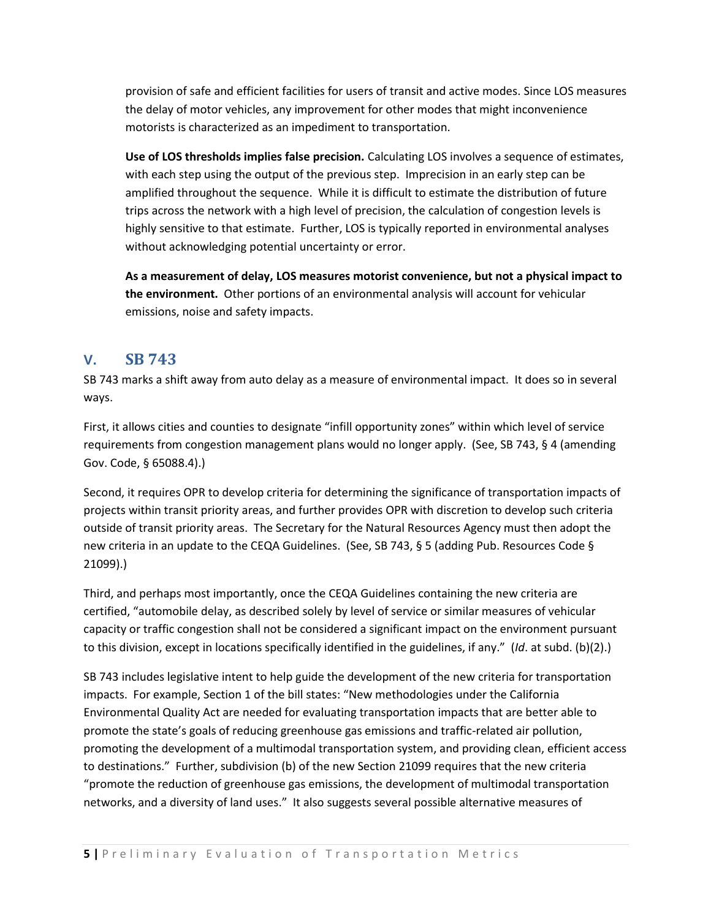provision of safe and efficient facilities for users of transit and active modes. Since LOS measures the delay of motor vehicles, any improvement for other modes that might inconvenience motorists is characterized as an impediment to transportation.

**Use of LOS thresholds implies false precision.** Calculating LOS involves a sequence of estimates, with each step using the output of the previous step. Imprecision in an early step can be amplified throughout the sequence. While it is difficult to estimate the distribution of future trips across the network with a high level of precision, the calculation of congestion levels is highly sensitive to that estimate. Further, LOS is typically reported in environmental analyses without acknowledging potential uncertainty or error.

**As a measurement of delay, LOS measures motorist convenience, but not a physical impact to the environment.** Other portions of an environmental analysis will account for vehicular emissions, noise and safety impacts.

## V. SB 743

SB 743 marks a shift away from auto delay as a measure of environmental impact. It does so in several ways.

First, it allows cities and counties to designate "infill opportunity zones" within which level of service requirements from congestion management plans would no longer apply. (See, SB 743, § 4 (amending Gov. Code, § 65088.4).)

Second, it requires OPR to develop criteria for determining the significance of transportation impacts of projects within transit priority areas, and further provides OPR with discretion to develop such criteria outside of transit priority areas. The Secretary for the Natural Resources Agency must then adopt the new criteria in an update to the CEQA Guidelines. (See, SB 743, § 5 (adding Pub. Resources Code § 21099).)

Third, and perhaps most importantly, once the CEQA Guidelines containing the new criteria are certified, "automobile delay, as described solely by level of service or similar measures of vehicular capacity or traffic congestion shall not be considered a significant impact on the environment pursuant to this division, except in locations specifically identified in the guidelines, if any." (*Id*. at subd. (b)(2).)

SB 743 includes legislative intent to help guide the development of the new criteria for transportation impacts. For example, Section 1 of the bill states: "New methodologies under the California Environmental Quality Act are needed for evaluating transportation impacts that are better able to promote the state's goals of reducing greenhouse gas emissions and traffic-related air pollution, promoting the development of a multimodal transportation system, and providing clean, efficient access to destinations." Further, subdivision (b) of the new Section 21099 requires that the new criteria "promote the reduction of greenhouse gas emissions, the development of multimodal transportation networks, and a diversity of land uses." It also suggests several possible alternative measures of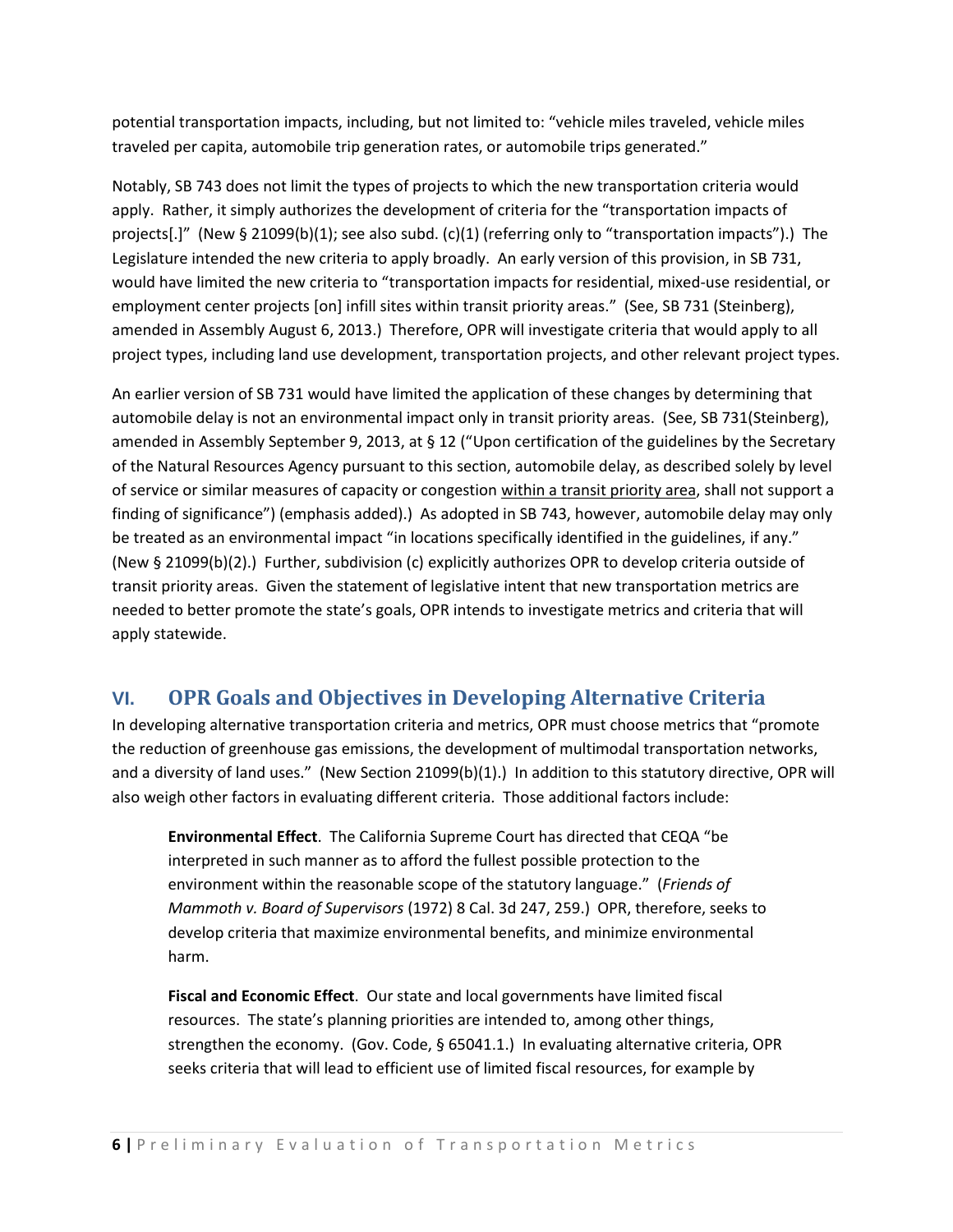potential transportation impacts, including, but not limited to: "vehicle miles traveled, vehicle miles traveled per capita, automobile trip generation rates, or automobile trips generated."

Notably, SB 743 does not limit the types of projects to which the new transportation criteria would apply. Rather, it simply authorizes the development of criteria for the "transportation impacts of projects[.]" (New § 21099(b)(1); see also subd. (c)(1) (referring only to "transportation impacts").) The Legislature intended the new criteria to apply broadly. An early version of this provision, in SB 731, would have limited the new criteria to "transportation impacts for residential, mixed-use residential, or employment center projects [on] infill sites within transit priority areas." (See, SB 731 (Steinberg), amended in Assembly August 6, 2013.) Therefore, OPR will investigate criteria that would apply to all project types, including land use development, transportation projects, and other relevant project types.

An earlier version of SB 731 would have limited the application of these changes by determining that automobile delay is not an environmental impact only in transit priority areas. (See, SB 731(Steinberg), amended in Assembly September 9, 2013, at § 12 ("Upon certification of the guidelines by the Secretary of the Natural Resources Agency pursuant to this section, automobile delay, as described solely by level of service or similar measures of capacity or congestion <u>within a transit priority area</u>, shall not support a finding of significance") (emphasis added).) As adopted in SB 743, however, automobile delay may only be treated as an environmental impact "in locations specifically identified in the guidelines, if any." (New § 21099(b)(2).) Further, subdivision (c) explicitly authorizes OPR to develop criteria outside of transit priority areas. Given the statement of legislative intent that new transportation metrics are needed to better promote the state's goals, OPR intends to investigate metrics and criteria that will apply statewide.

## VI. OPR Goals and Objectives in Developing Alternative Criteria

In developing alternative transportation criteria and metrics, OPR must choose metrics that "promote the reduction of greenhouse gas emissions, the development of multimodal transportation networks, and a diversity of land uses." (New Section 21099(b)(1).) In addition to this statutory directive, OPR will also weigh other factors in evaluating different criteria. Those additional factors include:

> **Environmental Effect**. The California Supreme Court has directed that CEQA "be interpreted in such manner as to afford the fullest possible protection to the environment within the reasonable scope of the statutory language." (*Friends of Mammoth v. Board of Supervisors* (1972) 8 Cal. 3d 247, 259.) OPR, therefore, seeks to develop criteria that maximize environmental benefits, and minimize environmental harm.
>
> **Fiscal and Economic Effect**. Our state and local governments have limited fiscal resources. The state's planning priorities are intended to, among other things, strengthen the economy. (Gov. Code, § 65041.1.) In evaluating alternative criteria, OPR seeks criteria that will lead to efficient use of limited fiscal resources, for example by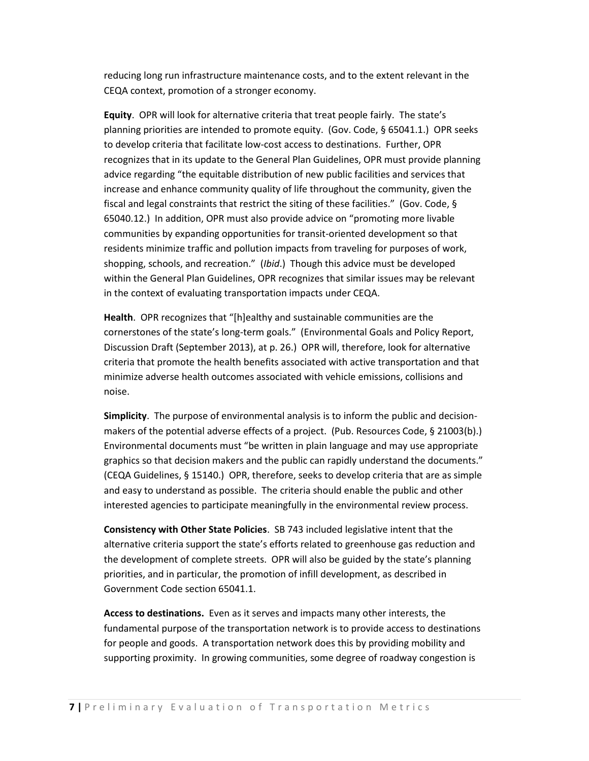reducing long run infrastructure maintenance costs, and to the extent relevant in the CEQA context, promotion of a stronger economy.

**Equity**. OPR will look for alternative criteria that treat people fairly. The state's planning priorities are intended to promote equity. (Gov. Code, § 65041.1.) OPR seeks to develop criteria that facilitate low-cost access to destinations. Further, OPR recognizes that in its update to the General Plan Guidelines, OPR must provide planning advice regarding "the equitable distribution of new public facilities and services that increase and enhance community quality of life throughout the community, given the fiscal and legal constraints that restrict the siting of these facilities." (Gov. Code, § 65040.12.) In addition, OPR must also provide advice on "promoting more livable communities by expanding opportunities for transit-oriented development so that residents minimize traffic and pollution impacts from traveling for purposes of work, shopping, schools, and recreation." (*Ibid*.) Though this advice must be developed within the General Plan Guidelines, OPR recognizes that similar issues may be relevant in the context of evaluating transportation impacts under CEQA.

**Health**. OPR recognizes that "[h]ealthy and sustainable communities are the cornerstones of the state's long-term goals." (Environmental Goals and Policy Report, Discussion Draft (September 2013), at p. 26.) OPR will, therefore, look for alternative criteria that promote the health benefits associated with active transportation and that minimize adverse health outcomes associated with vehicle emissions, collisions and noise.

**Simplicity**. The purpose of environmental analysis is to inform the public and decision-makers of the potential adverse effects of a project. (Pub. Resources Code, § 21003(b).) Environmental documents must "be written in plain language and may use appropriate graphics so that decision makers and the public can rapidly understand the documents." (CEQA Guidelines, § 15140.) OPR, therefore, seeks to develop criteria that are as simple and easy to understand as possible. The criteria should enable the public and other interested agencies to participate meaningfully in the environmental review process.

**Consistency with Other State Policies**. SB 743 included legislative intent that the alternative criteria support the state's efforts related to greenhouse gas reduction and the development of complete streets. OPR will also be guided by the state's planning priorities, and in particular, the promotion of infill development, as described in Government Code section 65041.1.

**Access to destinations.** Even as it serves and impacts many other interests, the fundamental purpose of the transportation network is to provide access to destinations for people and goods. A transportation network does this by providing mobility and supporting proximity. In growing communities, some degree of roadway congestion is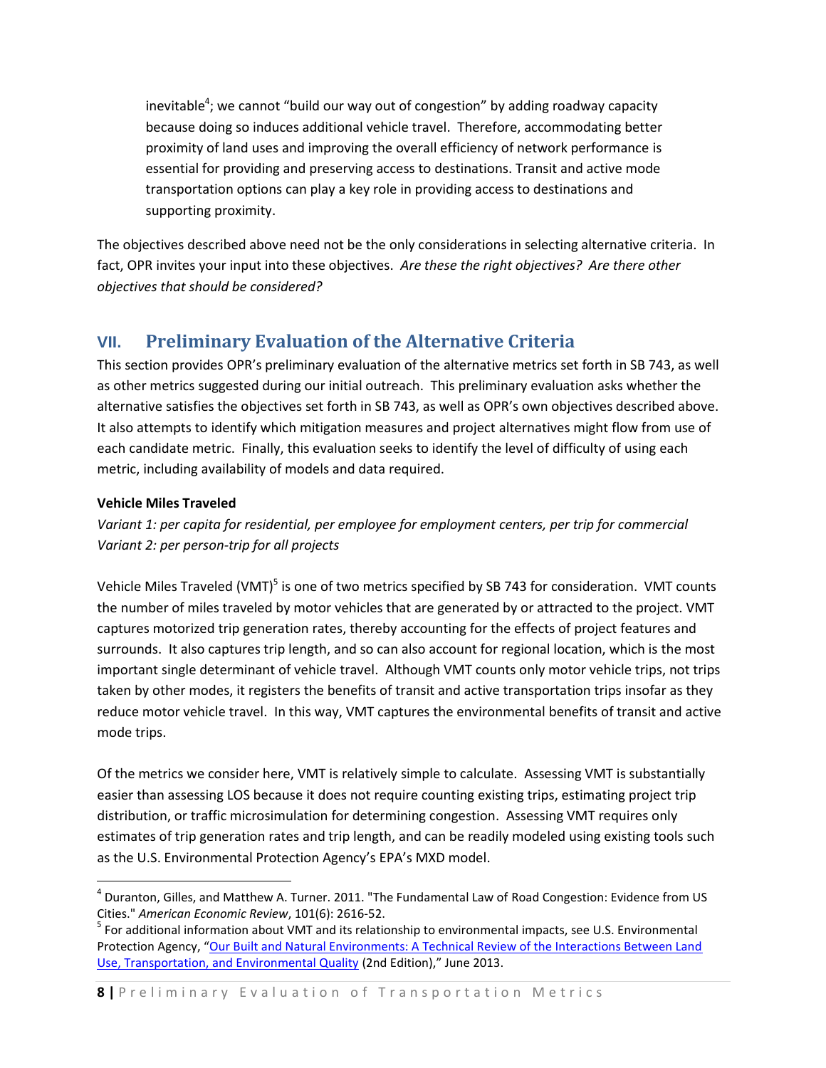inevitable[4]; we cannot "build our way out of congestion" by adding roadway capacity because doing so induces additional vehicle travel. Therefore, accommodating better proximity of land uses and improving the overall efficiency of network performance is essential for providing and preserving access to destinations. Transit and active mode transportation options can play a key role in providing access to destinations and supporting proximity.

The objectives described above need not be the only considerations in selecting alternative criteria. In fact, OPR invites your input into these objectives. *Are these the right objectives? Are there other objectives that should be considered?*

## VII. Preliminary Evaluation of the Alternative Criteria

This section provides OPR's preliminary evaluation of the alternative metrics set forth in SB 743, as well as other metrics suggested during our initial outreach. This preliminary evaluation asks whether the alternative satisfies the objectives set forth in SB 743, as well as OPR's own objectives described above. It also attempts to identify which mitigation measures and project alternatives might flow from use of each candidate metric. Finally, this evaluation seeks to identify the level of difficulty of using each metric, including availability of models and data required.

**Vehicle Miles Traveled**

*Variant 1: per capita for residential, per employee for employment centers, per trip for commercial*
*Variant 2: per person-trip for all projects*

Vehicle Miles Traveled (VMT)[5] is one of two metrics specified by SB 743 for consideration. VMT counts the number of miles traveled by motor vehicles that are generated by or attracted to the project. VMT captures motorized trip generation rates, thereby accounting for the effects of project features and surrounds. It also captures trip length, and so can also account for regional location, which is the most important single determinant of vehicle travel. Although VMT counts only motor vehicle trips, not trips taken by other modes, it registers the benefits of transit and active transportation trips insofar as they reduce motor vehicle travel. In this way, VMT captures the environmental benefits of transit and active mode trips.

Of the metrics we consider here, VMT is relatively simple to calculate. Assessing VMT is substantially easier than assessing LOS because it does not require counting existing trips, estimating project trip distribution, or traffic microsimulation for determining congestion. Assessing VMT requires only estimates of trip generation rates and trip length, and can be readily modeled using existing tools such as the U.S. Environmental Protection Agency's EPA's MXD model.

---

[4] Duranton, Gilles, and Matthew A. Turner. 2011. "The Fundamental Law of Road Congestion: Evidence from US Cities." *American Economic Review*, 101(6): 2616-52.

[5] For additional information about VMT and its relationship to environmental impacts, see U.S. Environmental Protection Agency, "Our Built and Natural Environments: A Technical Review of the Interactions Between Land Use, Transportation, and Environmental Quality (2nd Edition)," June 2013.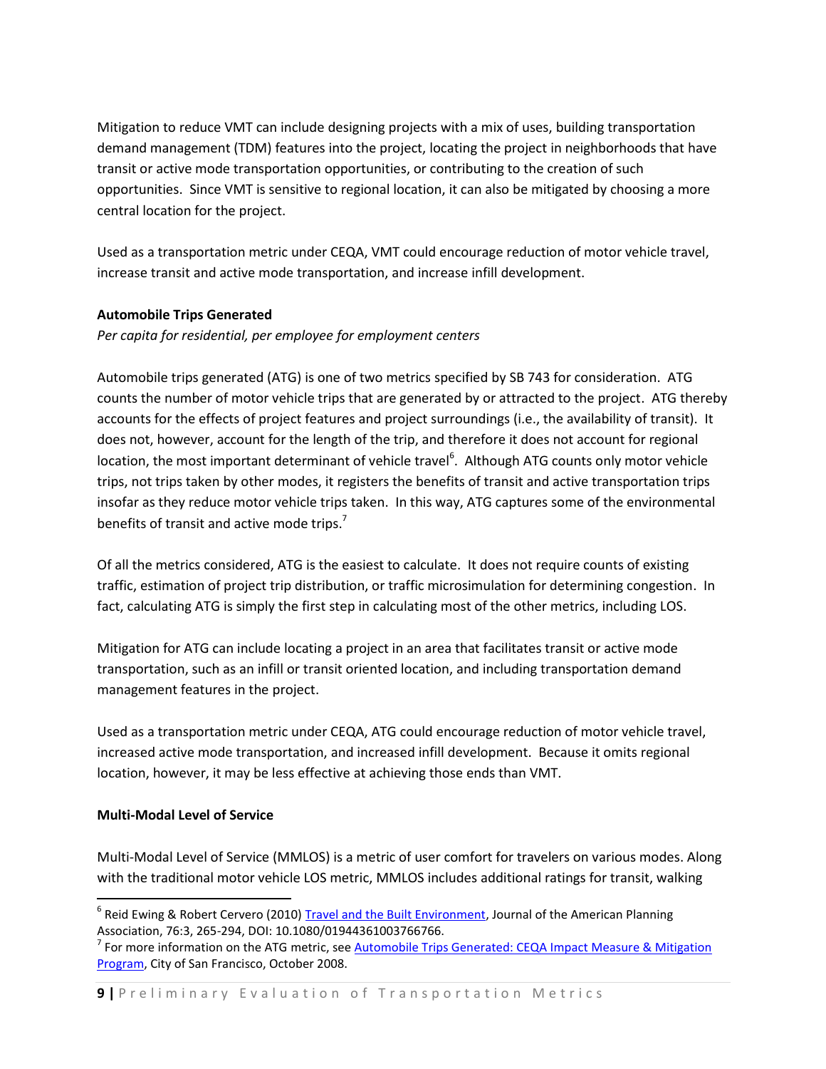Mitigation to reduce VMT can include designing projects with a mix of uses, building transportation demand management (TDM) features into the project, locating the project in neighborhoods that have transit or active mode transportation opportunities, or contributing to the creation of such opportunities. Since VMT is sensitive to regional location, it can also be mitigated by choosing a more central location for the project.

Used as a transportation metric under CEQA, VMT could encourage reduction of motor vehicle travel, increase transit and active mode transportation, and increase infill development.

**Automobile Trips Generated**

*Per capita for residential, per employee for employment centers*

Automobile trips generated (ATG) is one of two metrics specified by SB 743 for consideration. ATG counts the number of motor vehicle trips that are generated by or attracted to the project. ATG thereby accounts for the effects of project features and project surroundings (i.e., the availability of transit). It does not, however, account for the length of the trip, and therefore it does not account for regional location, the most important determinant of vehicle travel[6]. Although ATG counts only motor vehicle trips, not trips taken by other modes, it registers the benefits of transit and active transportation trips insofar as they reduce motor vehicle trips taken. In this way, ATG captures some of the environmental benefits of transit and active mode trips.[7]

Of all the metrics considered, ATG is the easiest to calculate. It does not require counts of existing traffic, estimation of project trip distribution, or traffic microsimulation for determining congestion. In fact, calculating ATG is simply the first step in calculating most of the other metrics, including LOS.

Mitigation for ATG can include locating a project in an area that facilitates transit or active mode transportation, such as an infill or transit oriented location, and including transportation demand management features in the project.

Used as a transportation metric under CEQA, ATG could encourage reduction of motor vehicle travel, increased active mode transportation, and increased infill development. Because it omits regional location, however, it may be less effective at achieving those ends than VMT.

**Multi-Modal Level of Service**

Multi-Modal Level of Service (MMLOS) is a metric of user comfort for travelers on various modes. Along with the traditional motor vehicle LOS metric, MMLOS includes additional ratings for transit, walking

---

[6] Reid Ewing & Robert Cervero (2010) Travel and the Built Environment, Journal of the American Planning Association, 76:3, 265-294, DOI: 10.1080/01944361003766766.

[7] For more information on the ATG metric, see Automobile Trips Generated: CEQA Impact Measure & Mitigation Program, City of San Francisco, October 2008.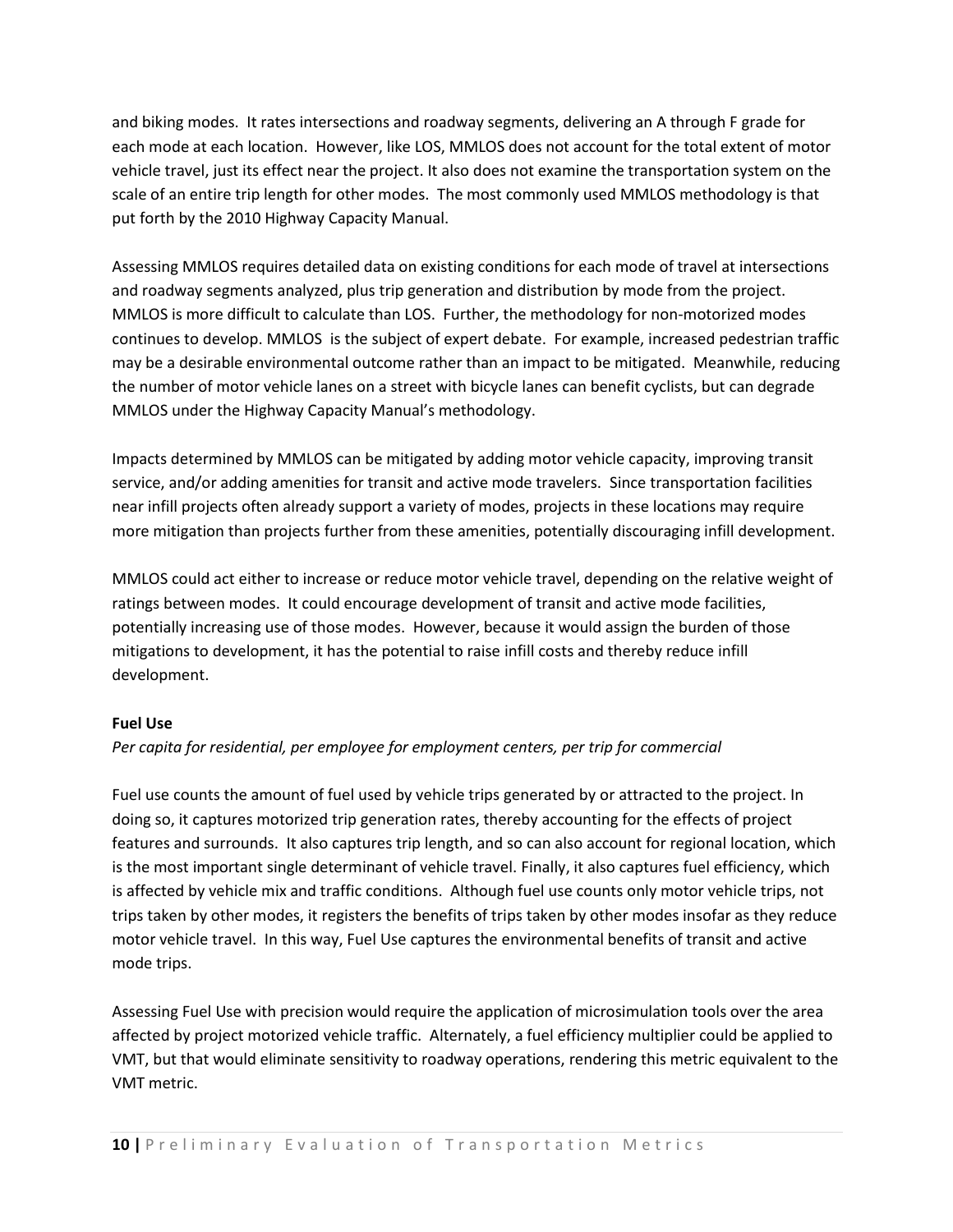and biking modes. It rates intersections and roadway segments, delivering an A through F grade for each mode at each location. However, like LOS, MMLOS does not account for the total extent of motor vehicle travel, just its effect near the project. It also does not examine the transportation system on the scale of an entire trip length for other modes. The most commonly used MMLOS methodology is that put forth by the 2010 Highway Capacity Manual.

Assessing MMLOS requires detailed data on existing conditions for each mode of travel at intersections and roadway segments analyzed, plus trip generation and distribution by mode from the project. MMLOS is more difficult to calculate than LOS. Further, the methodology for non-motorized modes continues to develop. MMLOS is the subject of expert debate. For example, increased pedestrian traffic may be a desirable environmental outcome rather than an impact to be mitigated. Meanwhile, reducing the number of motor vehicle lanes on a street with bicycle lanes can benefit cyclists, but can degrade MMLOS under the Highway Capacity Manual's methodology.

Impacts determined by MMLOS can be mitigated by adding motor vehicle capacity, improving transit service, and/or adding amenities for transit and active mode travelers. Since transportation facilities near infill projects often already support a variety of modes, projects in these locations may require more mitigation than projects further from these amenities, potentially discouraging infill development.

MMLOS could act either to increase or reduce motor vehicle travel, depending on the relative weight of ratings between modes. It could encourage development of transit and active mode facilities, potentially increasing use of those modes. However, because it would assign the burden of those mitigations to development, it has the potential to raise infill costs and thereby reduce infill development.

**Fuel Use**

*Per capita for residential, per employee for employment centers, per trip for commercial*

Fuel use counts the amount of fuel used by vehicle trips generated by or attracted to the project. In doing so, it captures motorized trip generation rates, thereby accounting for the effects of project features and surrounds. It also captures trip length, and so can also account for regional location, which is the most important single determinant of vehicle travel. Finally, it also captures fuel efficiency, which is affected by vehicle mix and traffic conditions. Although fuel use counts only motor vehicle trips, not trips taken by other modes, it registers the benefits of trips taken by other modes insofar as they reduce motor vehicle travel. In this way, Fuel Use captures the environmental benefits of transit and active mode trips.

Assessing Fuel Use with precision would require the application of microsimulation tools over the area affected by project motorized vehicle traffic. Alternately, a fuel efficiency multiplier could be applied to VMT, but that would eliminate sensitivity to roadway operations, rendering this metric equivalent to the VMT metric.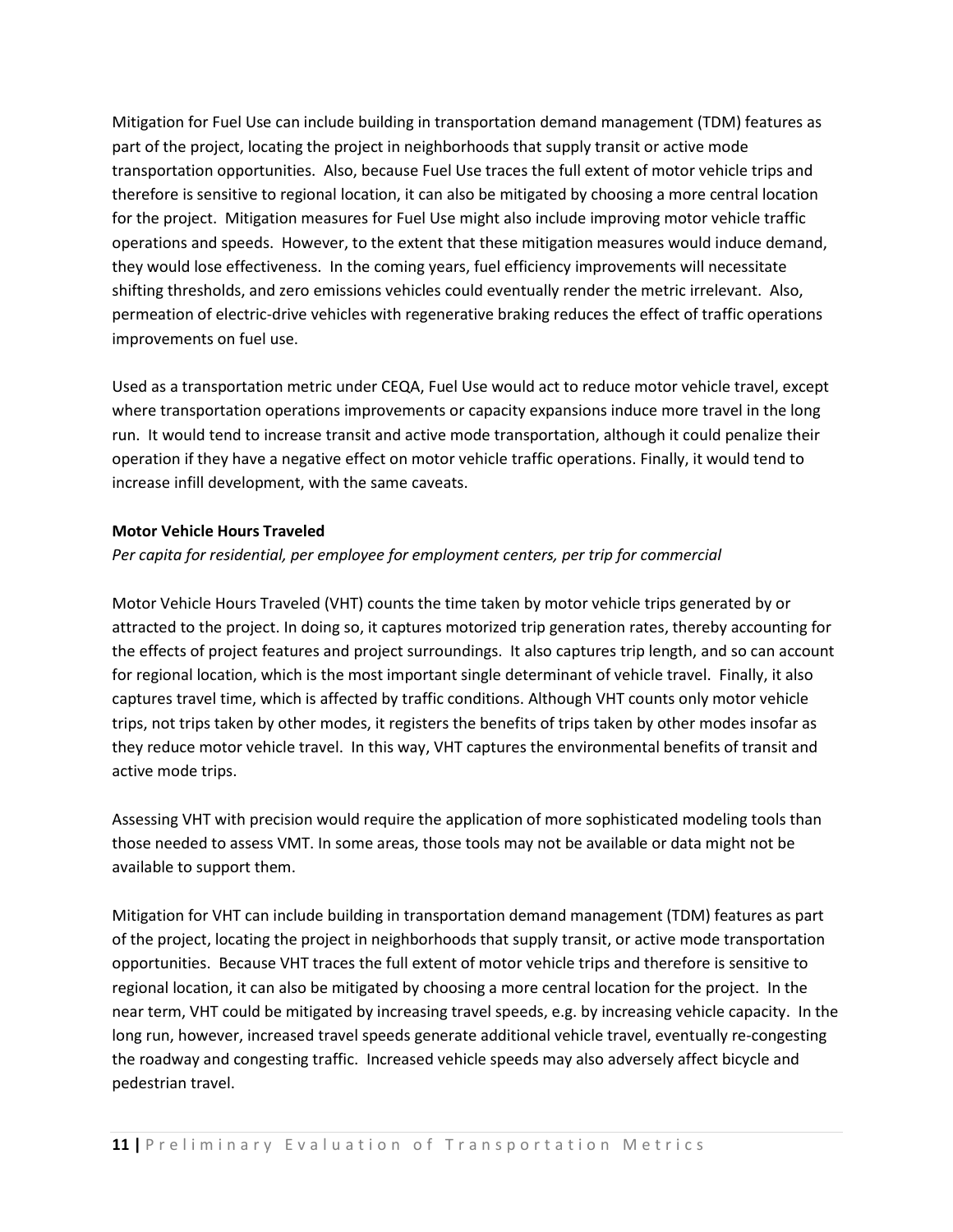Mitigation for Fuel Use can include building in transportation demand management (TDM) features as part of the project, locating the project in neighborhoods that supply transit or active mode transportation opportunities. Also, because Fuel Use traces the full extent of motor vehicle trips and therefore is sensitive to regional location, it can also be mitigated by choosing a more central location for the project. Mitigation measures for Fuel Use might also include improving motor vehicle traffic operations and speeds. However, to the extent that these mitigation measures would induce demand, they would lose effectiveness. In the coming years, fuel efficiency improvements will necessitate shifting thresholds, and zero emissions vehicles could eventually render the metric irrelevant. Also, permeation of electric-drive vehicles with regenerative braking reduces the effect of traffic operations improvements on fuel use.

Used as a transportation metric under CEQA, Fuel Use would act to reduce motor vehicle travel, except where transportation operations improvements or capacity expansions induce more travel in the long run. It would tend to increase transit and active mode transportation, although it could penalize their operation if they have a negative effect on motor vehicle traffic operations. Finally, it would tend to increase infill development, with the same caveats.

**Motor Vehicle Hours Traveled**

*Per capita for residential, per employee for employment centers, per trip for commercial*

Motor Vehicle Hours Traveled (VHT) counts the time taken by motor vehicle trips generated by or attracted to the project. In doing so, it captures motorized trip generation rates, thereby accounting for the effects of project features and project surroundings. It also captures trip length, and so can account for regional location, which is the most important single determinant of vehicle travel. Finally, it also captures travel time, which is affected by traffic conditions. Although VHT counts only motor vehicle trips, not trips taken by other modes, it registers the benefits of trips taken by other modes insofar as they reduce motor vehicle travel. In this way, VHT captures the environmental benefits of transit and active mode trips.

Assessing VHT with precision would require the application of more sophisticated modeling tools than those needed to assess VMT. In some areas, those tools may not be available or data might not be available to support them.

Mitigation for VHT can include building in transportation demand management (TDM) features as part of the project, locating the project in neighborhoods that supply transit, or active mode transportation opportunities. Because VHT traces the full extent of motor vehicle trips and therefore is sensitive to regional location, it can also be mitigated by choosing a more central location for the project. In the near term, VHT could be mitigated by increasing travel speeds, e.g. by increasing vehicle capacity. In the long run, however, increased travel speeds generate additional vehicle travel, eventually re-congesting the roadway and congesting traffic. Increased vehicle speeds may also adversely affect bicycle and pedestrian travel.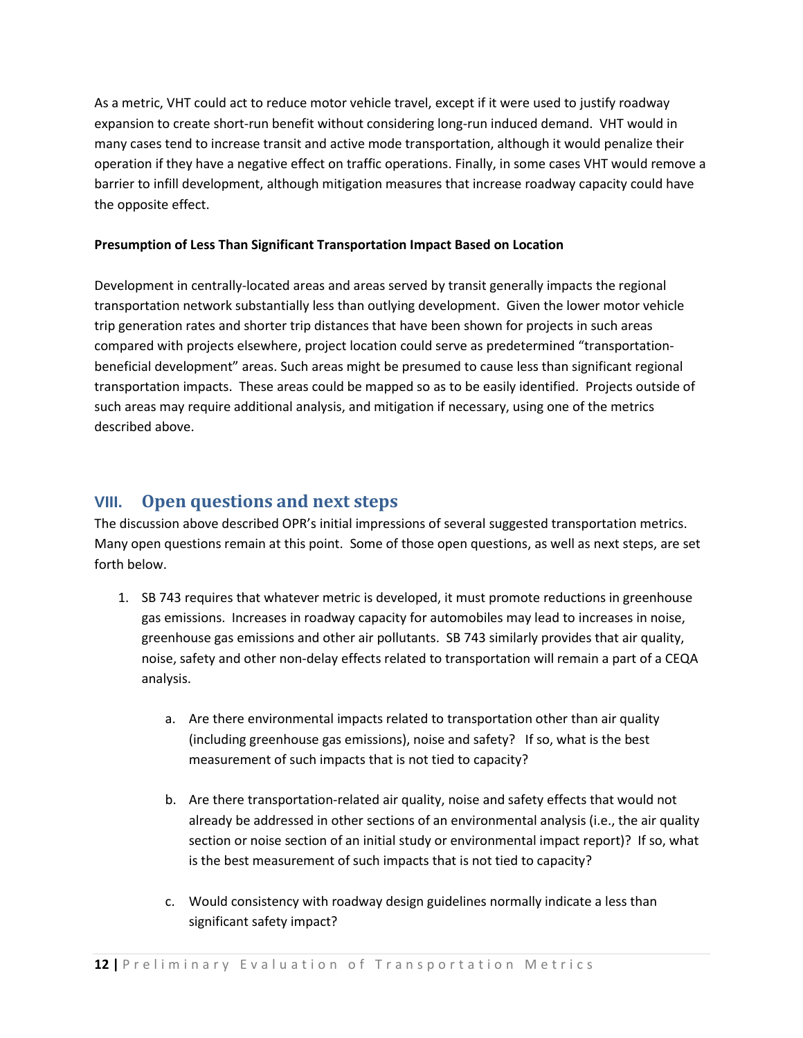As a metric, VHT could act to reduce motor vehicle travel, except if it were used to justify roadway expansion to create short-run benefit without considering long-run induced demand. VHT would in many cases tend to increase transit and active mode transportation, although it would penalize their operation if they have a negative effect on traffic operations. Finally, in some cases VHT would remove a barrier to infill development, although mitigation measures that increase roadway capacity could have the opposite effect.

**Presumption of Less Than Significant Transportation Impact Based on Location**

Development in centrally-located areas and areas served by transit generally impacts the regional transportation network substantially less than outlying development. Given the lower motor vehicle trip generation rates and shorter trip distances that have been shown for projects in such areas compared with projects elsewhere, project location could serve as predetermined "transportation-beneficial development" areas. Such areas might be presumed to cause less than significant regional transportation impacts. These areas could be mapped so as to be easily identified. Projects outside of such areas may require additional analysis, and mitigation if necessary, using one of the metrics described above.

## VIII. Open questions and next steps

The discussion above described OPR's initial impressions of several suggested transportation metrics. Many open questions remain at this point. Some of those open questions, as well as next steps, are set forth below.

1. SB 743 requires that whatever metric is developed, it must promote reductions in greenhouse gas emissions. Increases in roadway capacity for automobiles may lead to increases in noise, greenhouse gas emissions and other air pollutants. SB 743 similarly provides that air quality, noise, safety and other non-delay effects related to transportation will remain a part of a CEQA analysis.

   a. Are there environmental impacts related to transportation other than air quality (including greenhouse gas emissions), noise and safety? If so, what is the best measurement of such impacts that is not tied to capacity?

   b. Are there transportation-related air quality, noise and safety effects that would not already be addressed in other sections of an environmental analysis (i.e., the air quality section or noise section of an initial study or environmental impact report)? If so, what is the best measurement of such impacts that is not tied to capacity?

   c. Would consistency with roadway design guidelines normally indicate a less than significant safety impact?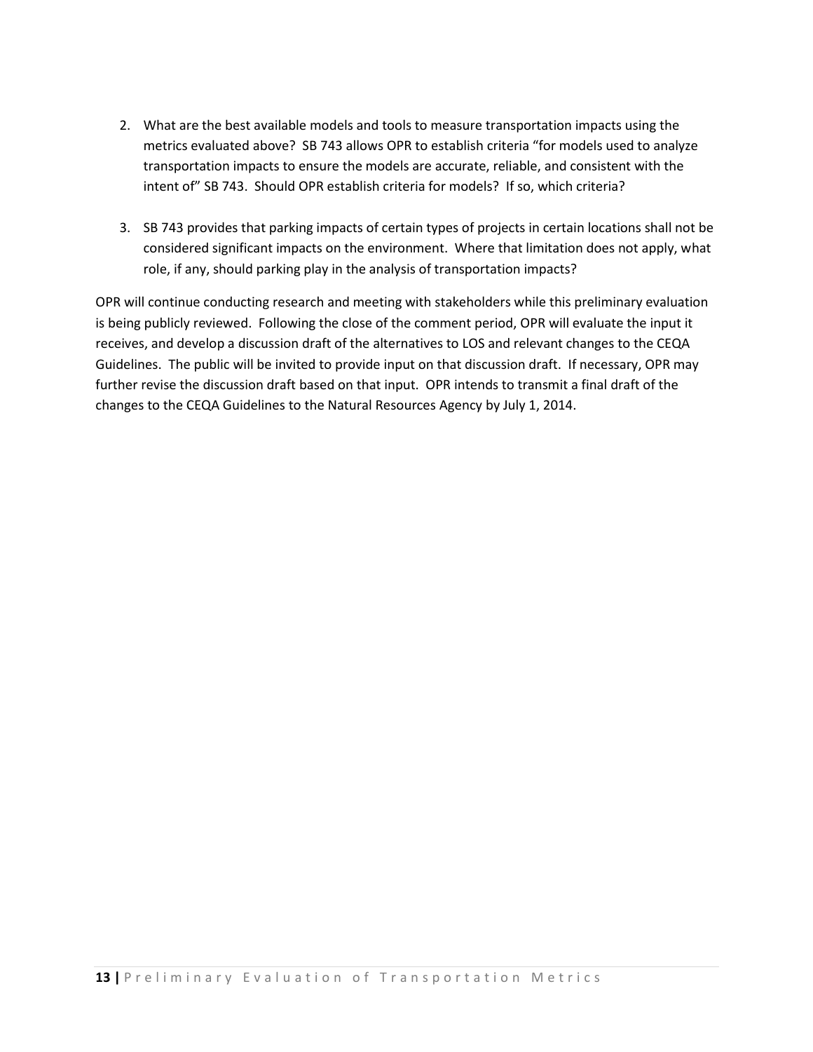2. What are the best available models and tools to measure transportation impacts using the metrics evaluated above? SB 743 allows OPR to establish criteria "for models used to analyze transportation impacts to ensure the models are accurate, reliable, and consistent with the intent of" SB 743. Should OPR establish criteria for models? If so, which criteria?

3. SB 743 provides that parking impacts of certain types of projects in certain locations shall not be considered significant impacts on the environment. Where that limitation does not apply, what role, if any, should parking play in the analysis of transportation impacts?

OPR will continue conducting research and meeting with stakeholders while this preliminary evaluation is being publicly reviewed. Following the close of the comment period, OPR will evaluate the input it receives, and develop a discussion draft of the alternatives to LOS and relevant changes to the CEQA Guidelines. The public will be invited to provide input on that discussion draft. If necessary, OPR may further revise the discussion draft based on that input. OPR intends to transmit a final draft of the changes to the CEQA Guidelines to the Natural Resources Agency by July 1, 2014.